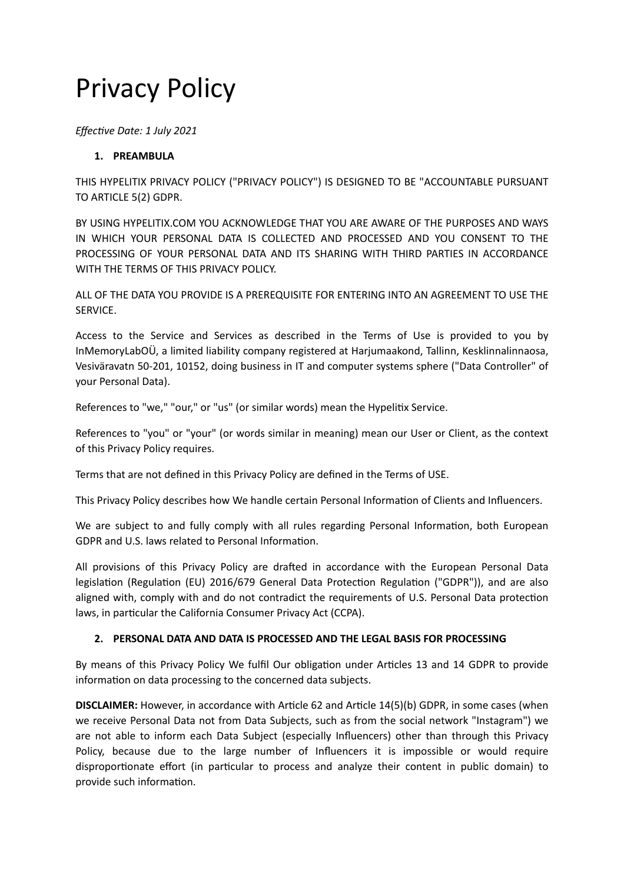# Privacy Policy

*Effective Date: 1 July 2021*

1. **PREAMBULA**

THIS HYPELITIX PRIVACY POLICY ("PRIVACY POLICY") IS DESIGNED TO BE "ACCOUNTABLE PURSUANT TO ARTICLE 5(2) GDPR.

BY USING HYPELITIX.COM YOU ACKNOWLEDGE THAT YOU ARE AWARE OF THE PURPOSES AND WAYS IN WHICH YOUR PERSONAL DATA IS COLLECTED AND PROCESSED AND YOU CONSENT TO THE PROCESSING OF YOUR PERSONAL DATA AND ITS SHARING WITH THIRD PARTIES IN ACCORDANCE WITH THE TERMS OF THIS PRIVACY POLICY.

ALL OF THE DATA YOU PROVIDE IS A PREREQUISITE FOR ENTERING INTO AN AGREEMENT TO USE THE SERVICE.

Access to the Service and Services as described in the Terms of Use is provided to you by InMemoryLabOÜ, a limited liability company registered at Harjumaakond, Tallinn, Kesklinnalinnaosa, Vesiväravatn 50-201, 10152, doing business in IT and computer systems sphere ("Data Controller" of your Personal Data).

References to "we," "our," or "us" (or similar words) mean the Hypelitix Service.

References to "you" or "your" (or words similar in meaning) mean our User or Client, as the context of this Privacy Policy requires.

Terms that are not defined in this Privacy Policy are defined in the Terms of USE.

This Privacy Policy describes how We handle certain Personal Information of Clients and Influencers.

We are subject to and fully comply with all rules regarding Personal Information, both European GDPR and U.S. laws related to Personal Information.

All provisions of this Privacy Policy are drafted in accordance with the European Personal Data legislation (Regulation (EU) 2016/679 General Data Protection Regulation ("GDPR")), and are also aligned with, comply with and do not contradict the requirements of U.S. Personal Data protection laws, in particular the California Consumer Privacy Act (CCPA).

2. **PERSONAL DATA AND DATA IS PROCESSED AND THE LEGAL BASIS FOR PROCESSING**

By means of this Privacy Policy We fulfil Our obligation under Articles 13 and 14 GDPR to provide information on data processing to the concerned data subjects.

**DISCLAIMER:** However, in accordance with Article 62 and Article 14(5)(b) GDPR, in some cases (when we receive Personal Data not from Data Subjects, such as from the social network "Instagram") we are not able to inform each Data Subject (especially Influencers) other than through this Privacy Policy, because due to the large number of Influencers it is impossible or would require disproportionate effort (in particular to process and analyze their content in public domain) to provide such information.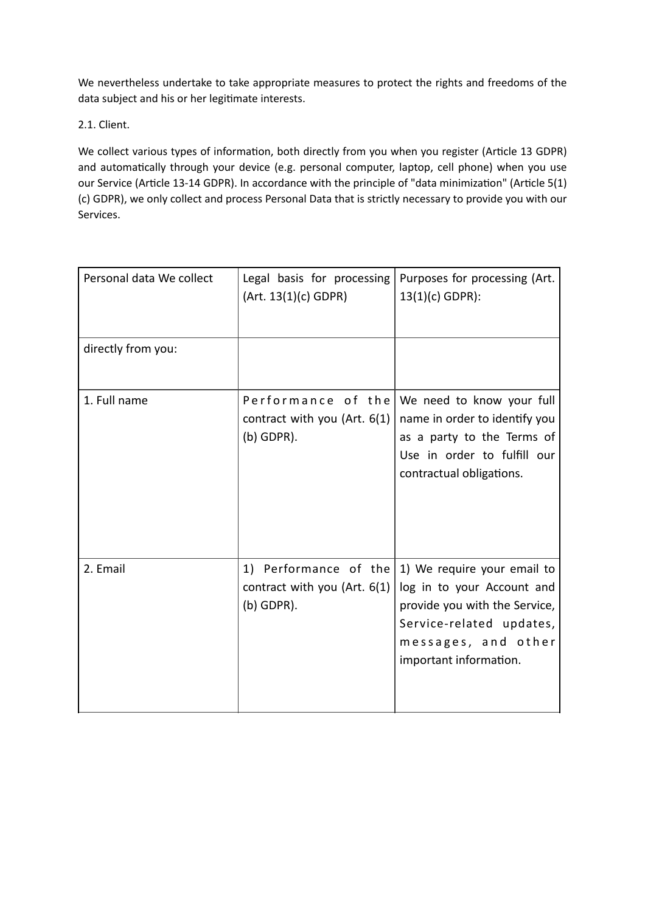We nevertheless undertake to take appropriate measures to protect the rights and freedoms of the data subject and his or her legitimate interests.

2.1. Client.

We collect various types of information, both directly from you when you register (Article 13 GDPR) and automatically through your device (e.g. personal computer, laptop, cell phone) when you use our Service (Article 13-14 GDPR). In accordance with the principle of "data minimization" (Article 5(1)(c) GDPR), we only collect and process Personal Data that is strictly necessary to provide you with our Services.

| Personal data We collect | Legal basis for processing (Art. 13(1)(c) GDPR) | Purposes for processing (Art. 13(1)(c) GDPR): |
|---|---|---|
| directly from you: | | |
| 1. Full name | Performance of the contract with you (Art. 6(1)(b) GDPR). | We need to know your full name in order to identify you as a party to the Terms of Use in order to fulfill our contractual obligations. |
| 2. Email | 1) Performance of the contract with you (Art. 6(1)(b) GDPR). | 1) We require your email to log in to your Account and provide you with the Service, Service-related updates, messages, and other important information. |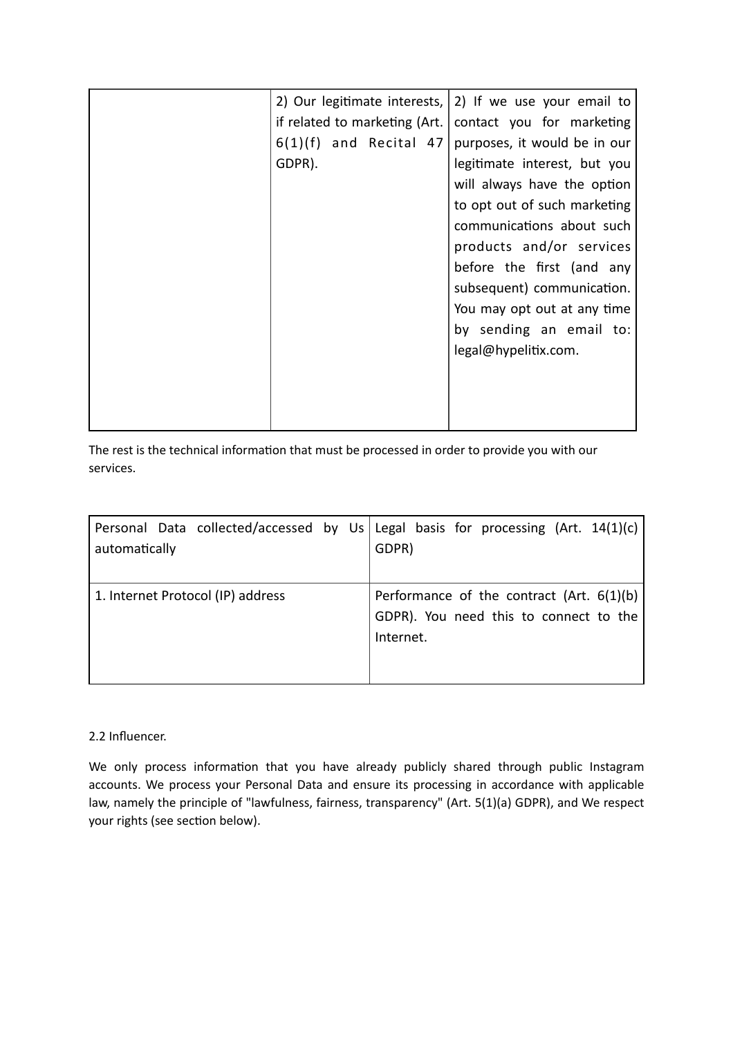| | | |
|---|---|---|
| | 2) Our legitimate interests, if related to marketing (Art. 6(1)(f) and Recital 47 GDPR). | 2) If we use your email to contact you for marketing purposes, it would be in our legitimate interest, but you will always have the option to opt out of such marketing communications about such products and/or services before the first (and any subsequent) communication. You may opt out at any time by sending an email to: legal@hypelitix.com. |

The rest is the technical information that must be processed in order to provide you with our services.

| Personal Data collected/accessed by Us automatically | Legal basis for processing (Art. 14(1)(c) GDPR) |
|---|---|
| 1. Internet Protocol (IP) address | Performance of the contract (Art. 6(1)(b) GDPR). You need this to connect to the Internet. |

2.2 Influencer.

We only process information that you have already publicly shared through public Instagram accounts. We process your Personal Data and ensure its processing in accordance with applicable law, namely the principle of "lawfulness, fairness, transparency" (Art. 5(1)(a) GDPR), and We respect your rights (see section below).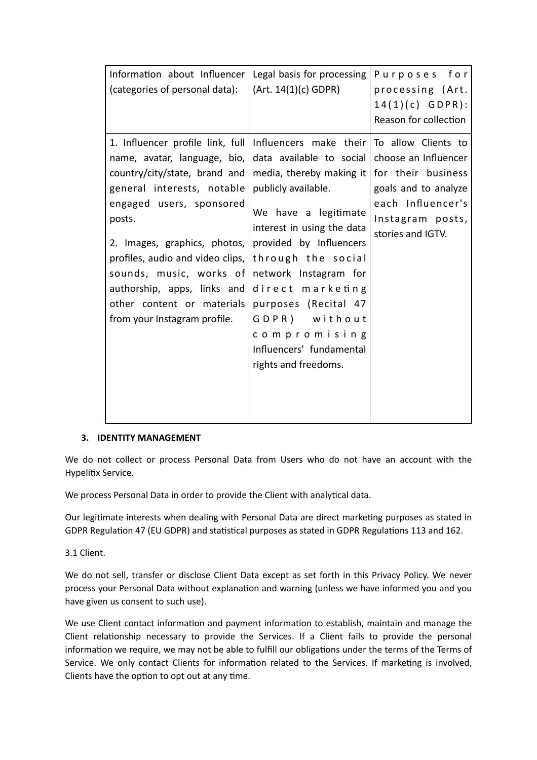| Information about Influencer (categories of personal data): | Legal basis for processing (Art. 14(1)(c) GDPR) | Purposes for processing (Art. 14(1)(c) GDPR): Reason for collection |
|---|---|---|
| 1. Influencer profile link, full name, avatar, language, bio, country/city/state, brand and general interests, notable engaged users, sponsored posts.<br><br>2. Images, graphics, photos, profiles, audio and video clips, sounds, music, works of authorship, apps, links and other content or materials from your Instagram profile. | Influencers make their data available to social media, thereby making it publicly available.<br><br>We have a legitimate interest in using the data provided by Influencers through the social network Instagram for direct marketing purposes (Recital 47 GDPR) without compromising Influencers' fundamental rights and freedoms. | To allow Clients to choose an Influencer for their business goals and to analyze each Influencer's Instagram posts, stories and IGTV. |

### 3. IDENTITY MANAGEMENT

We do not collect or process Personal Data from Users who do not have an account with the Hypelitix Service.

We process Personal Data in order to provide the Client with analytical data.

Our legitimate interests when dealing with Personal Data are direct marketing purposes as stated in GDPR Regulation 47 (EU GDPR) and statistical purposes as stated in GDPR Regulations 113 and 162.

3.1 Client.

We do not sell, transfer or disclose Client Data except as set forth in this Privacy Policy. We never process your Personal Data without explanation and warning (unless we have informed you and you have given us consent to such use).

We use Client contact information and payment information to establish, maintain and manage the Client relationship necessary to provide the Services. If a Client fails to provide the personal information we require, we may not be able to fulfill our obligations under the terms of the Terms of Service. We only contact Clients for information related to the Services. If marketing is involved, Clients have the option to opt out at any time.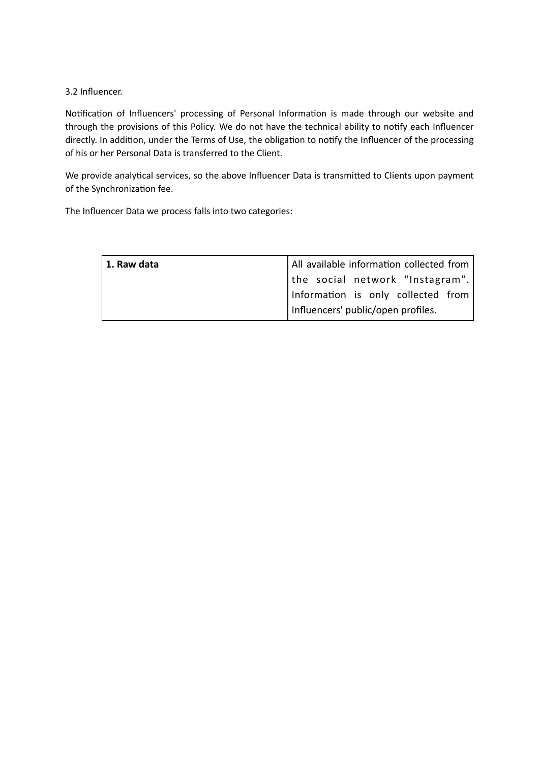3.2 Influencer.

Notification of Influencers' processing of Personal Information is made through our website and through the provisions of this Policy. We do not have the technical ability to notify each Influencer directly. In addition, under the Terms of Use, the obligation to notify the Influencer of the processing of his or her Personal Data is transferred to the Client.

We provide analytical services, so the above Influencer Data is transmitted to Clients upon payment of the Synchronization fee.

The Influencer Data we process falls into two categories:

| **1. Raw data** | All available information collected from the social network "Instagram". Information is only collected from Influencers' public/open profiles. |
|---|---|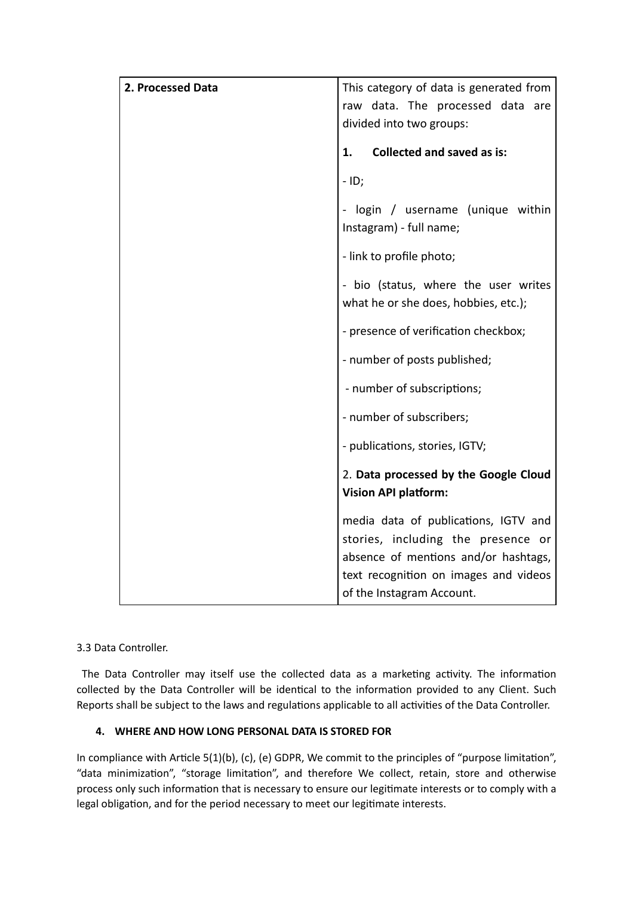| 2. Processed Data | This category of data is generated from raw data. The processed data are divided into two groups:<br><br>**1. Collected and saved as is:**<br><br>- ID;<br><br>- login / username (unique within Instagram) - full name;<br><br>- link to profile photo;<br><br>- bio (status, where the user writes what he or she does, hobbies, etc.);<br><br>- presence of verification checkbox;<br><br>- number of posts published;<br><br>- number of subscriptions;<br><br>- number of subscribers;<br><br>- publications, stories, IGTV;<br><br>2. **Data processed by the Google Cloud Vision API platform:**<br><br>media data of publications, IGTV and stories, including the presence or absence of mentions and/or hashtags, text recognition on images and videos of the Instagram Account. |
|---|---|

3.3 Data Controller.

The Data Controller may itself use the collected data as a marketing activity. The information collected by the Data Controller will be identical to the information provided to any Client. Such Reports shall be subject to the laws and regulations applicable to all activities of the Data Controller.

**4. WHERE AND HOW LONG PERSONAL DATA IS STORED FOR**

In compliance with Article 5(1)(b), (c), (e) GDPR, We commit to the principles of "purpose limitation", "data minimization", "storage limitation", and therefore We collect, retain, store and otherwise process only such information that is necessary to ensure our legitimate interests or to comply with a legal obligation, and for the period necessary to meet our legitimate interests.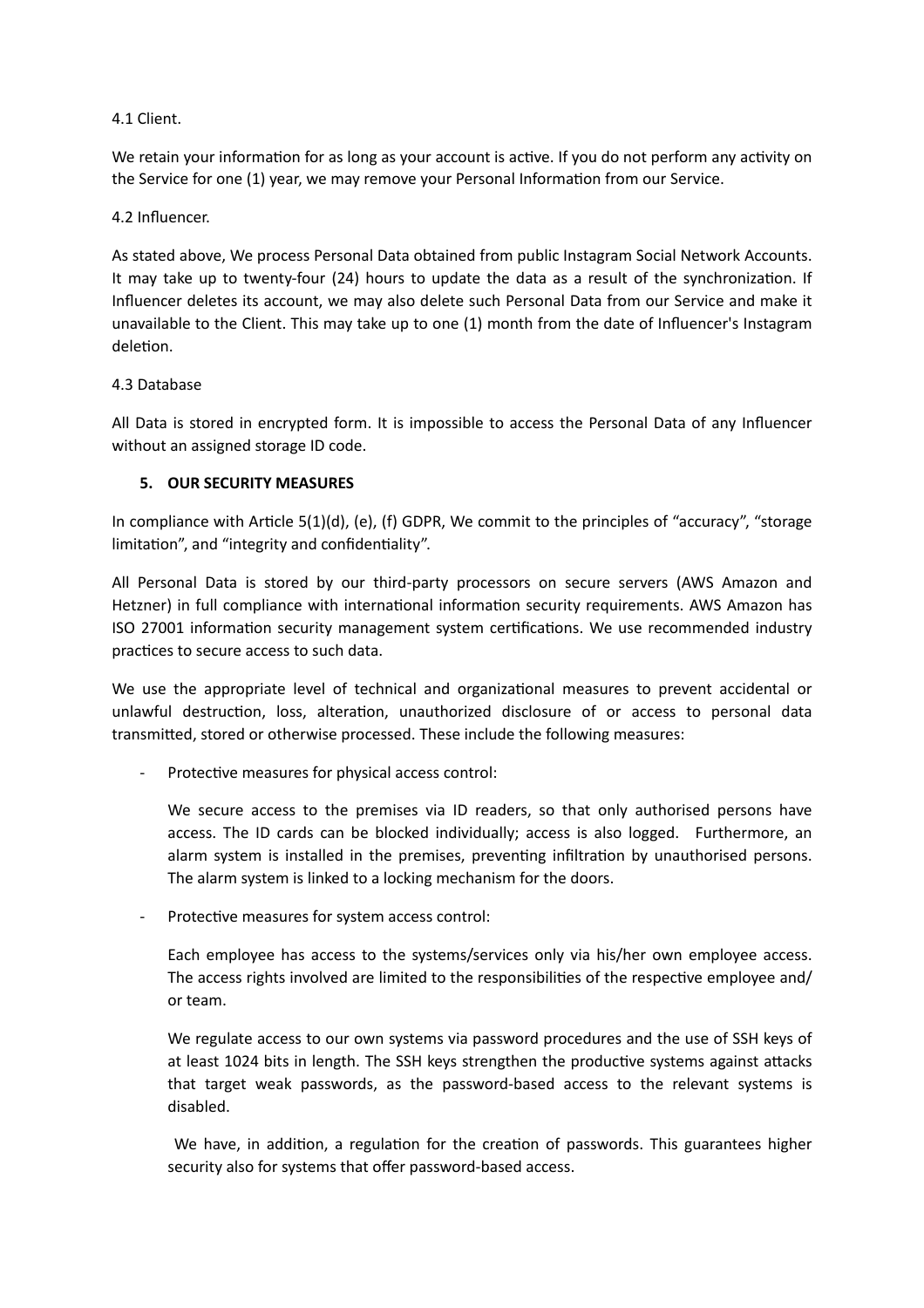4.1 Client.

We retain your information for as long as your account is active. If you do not perform any activity on the Service for one (1) year, we may remove your Personal Information from our Service.

4.2 Influencer.

As stated above, We process Personal Data obtained from public Instagram Social Network Accounts. It may take up to twenty-four (24) hours to update the data as a result of the synchronization. If Influencer deletes its account, we may also delete such Personal Data from our Service and make it unavailable to the Client. This may take up to one (1) month from the date of Influencer's Instagram deletion.

4.3 Database

All Data is stored in encrypted form. It is impossible to access the Personal Data of any Influencer without an assigned storage ID code.

## 5. OUR SECURITY MEASURES

In compliance with Article 5(1)(d), (e), (f) GDPR, We commit to the principles of "accuracy", "storage limitation", and "integrity and confidentiality".

All Personal Data is stored by our third-party processors on secure servers (AWS Amazon and Hetzner) in full compliance with international information security requirements. AWS Amazon has ISO 27001 information security management system certifications. We use recommended industry practices to secure access to such data.

We use the appropriate level of technical and organizational measures to prevent accidental or unlawful destruction, loss, alteration, unauthorized disclosure of or access to personal data transmitted, stored or otherwise processed. These include the following measures:

- Protective measures for physical access control:

  We secure access to the premises via ID readers, so that only authorised persons have access. The ID cards can be blocked individually; access is also logged. Furthermore, an alarm system is installed in the premises, preventing infiltration by unauthorised persons. The alarm system is linked to a locking mechanism for the doors.

- Protective measures for system access control:

  Each employee has access to the systems/services only via his/her own employee access. The access rights involved are limited to the responsibilities of the respective employee and/or team.

  We regulate access to our own systems via password procedures and the use of SSH keys of at least 1024 bits in length. The SSH keys strengthen the productive systems against attacks that target weak passwords, as the password-based access to the relevant systems is disabled.

  We have, in addition, a regulation for the creation of passwords. This guarantees higher security also for systems that offer password-based access.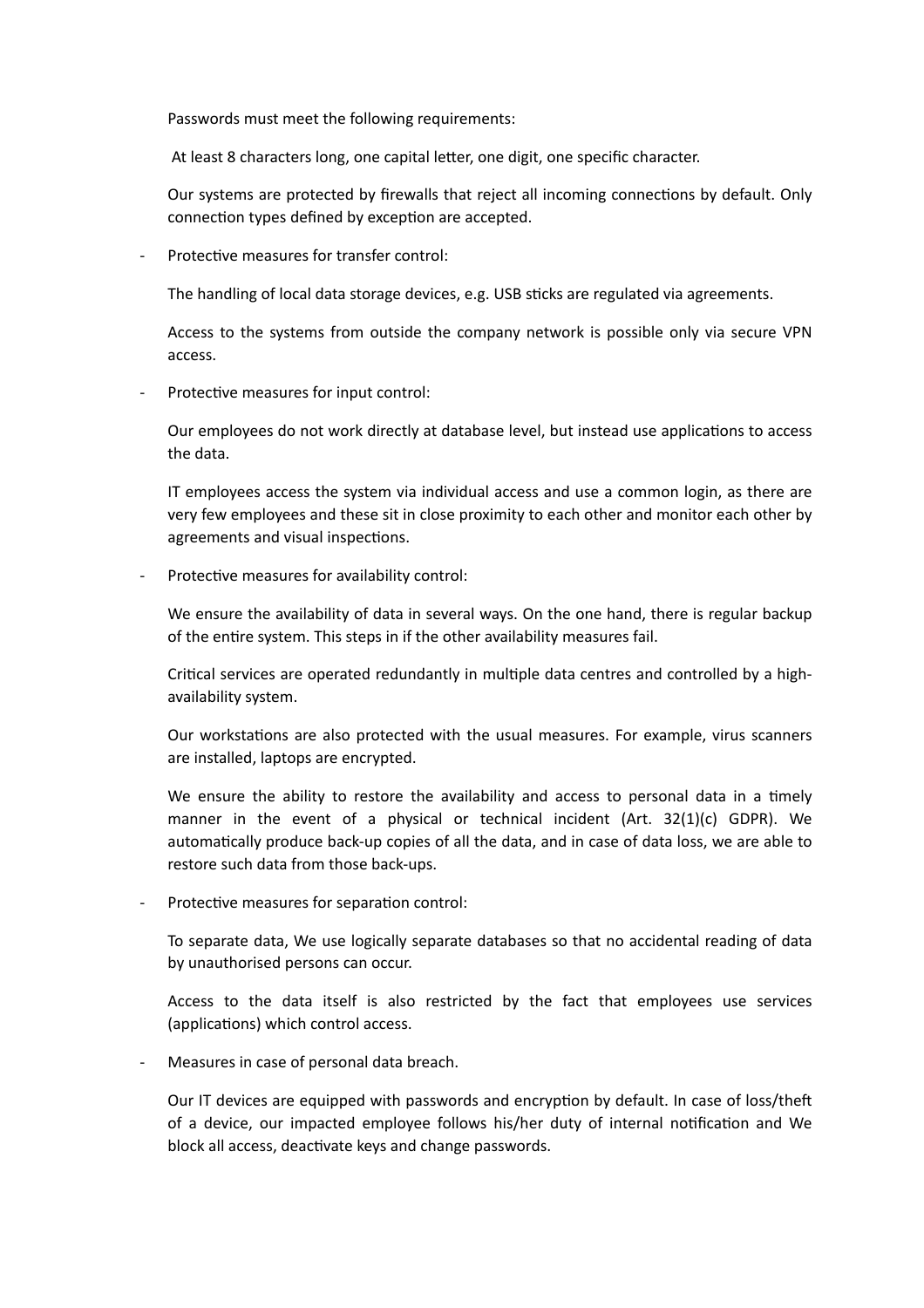Passwords must meet the following requirements:

At least 8 characters long, one capital letter, one digit, one specific character.

Our systems are protected by firewalls that reject all incoming connections by default. Only connection types defined by exception are accepted.

- Protective measures for transfer control:

  The handling of local data storage devices, e.g. USB sticks are regulated via agreements.

  Access to the systems from outside the company network is possible only via secure VPN access.

- Protective measures for input control:

  Our employees do not work directly at database level, but instead use applications to access the data.

  IT employees access the system via individual access and use a common login, as there are very few employees and these sit in close proximity to each other and monitor each other by agreements and visual inspections.

- Protective measures for availability control:

  We ensure the availability of data in several ways. On the one hand, there is regular backup of the entire system. This steps in if the other availability measures fail.

  Critical services are operated redundantly in multiple data centres and controlled by a high-availability system.

  Our workstations are also protected with the usual measures. For example, virus scanners are installed, laptops are encrypted.

  We ensure the ability to restore the availability and access to personal data in a timely manner in the event of a physical or technical incident (Art. 32(1)(c) GDPR). We automatically produce back-up copies of all the data, and in case of data loss, we are able to restore such data from those back-ups.

- Protective measures for separation control:

  To separate data, We use logically separate databases so that no accidental reading of data by unauthorised persons can occur.

  Access to the data itself is also restricted by the fact that employees use services (applications) which control access.

- Measures in case of personal data breach.

  Our IT devices are equipped with passwords and encryption by default. In case of loss/theft of a device, our impacted employee follows his/her duty of internal notification and We block all access, deactivate keys and change passwords.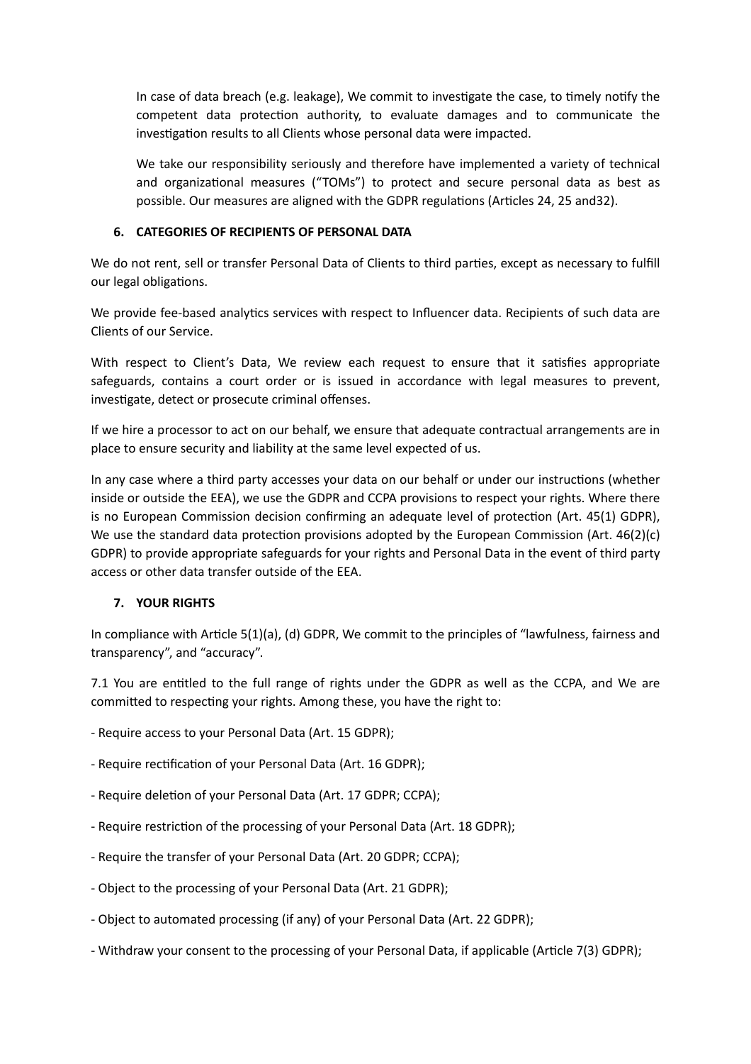In case of data breach (e.g. leakage), We commit to investigate the case, to timely notify the competent data protection authority, to evaluate damages and to communicate the investigation results to all Clients whose personal data were impacted.

We take our responsibility seriously and therefore have implemented a variety of technical and organizational measures ("TOMs") to protect and secure personal data as best as possible. Our measures are aligned with the GDPR regulations (Articles 24, 25 and32).

## 6. CATEGORIES OF RECIPIENTS OF PERSONAL DATA

We do not rent, sell or transfer Personal Data of Clients to third parties, except as necessary to fulfill our legal obligations.

We provide fee-based analytics services with respect to Influencer data. Recipients of such data are Clients of our Service.

With respect to Client's Data, We review each request to ensure that it satisfies appropriate safeguards, contains a court order or is issued in accordance with legal measures to prevent, investigate, detect or prosecute criminal offenses.

If we hire a processor to act on our behalf, we ensure that adequate contractual arrangements are in place to ensure security and liability at the same level expected of us.

In any case where a third party accesses your data on our behalf or under our instructions (whether inside or outside the EEA), we use the GDPR and CCPA provisions to respect your rights. Where there is no European Commission decision confirming an adequate level of protection (Art. 45(1) GDPR), We use the standard data protection provisions adopted by the European Commission (Art. 46(2)(c) GDPR) to provide appropriate safeguards for your rights and Personal Data in the event of third party access or other data transfer outside of the EEA.

## 7. YOUR RIGHTS

In compliance with Article 5(1)(a), (d) GDPR, We commit to the principles of "lawfulness, fairness and transparency", and "accuracy".

7.1 You are entitled to the full range of rights under the GDPR as well as the CCPA, and We are committed to respecting your rights. Among these, you have the right to:

- Require access to your Personal Data (Art. 15 GDPR);

- Require rectification of your Personal Data (Art. 16 GDPR);

- Require deletion of your Personal Data (Art. 17 GDPR; CCPA);

- Require restriction of the processing of your Personal Data (Art. 18 GDPR);

- Require the transfer of your Personal Data (Art. 20 GDPR; CCPA);

- Object to the processing of your Personal Data (Art. 21 GDPR);

- Object to automated processing (if any) of your Personal Data (Art. 22 GDPR);

- Withdraw your consent to the processing of your Personal Data, if applicable (Article 7(3) GDPR);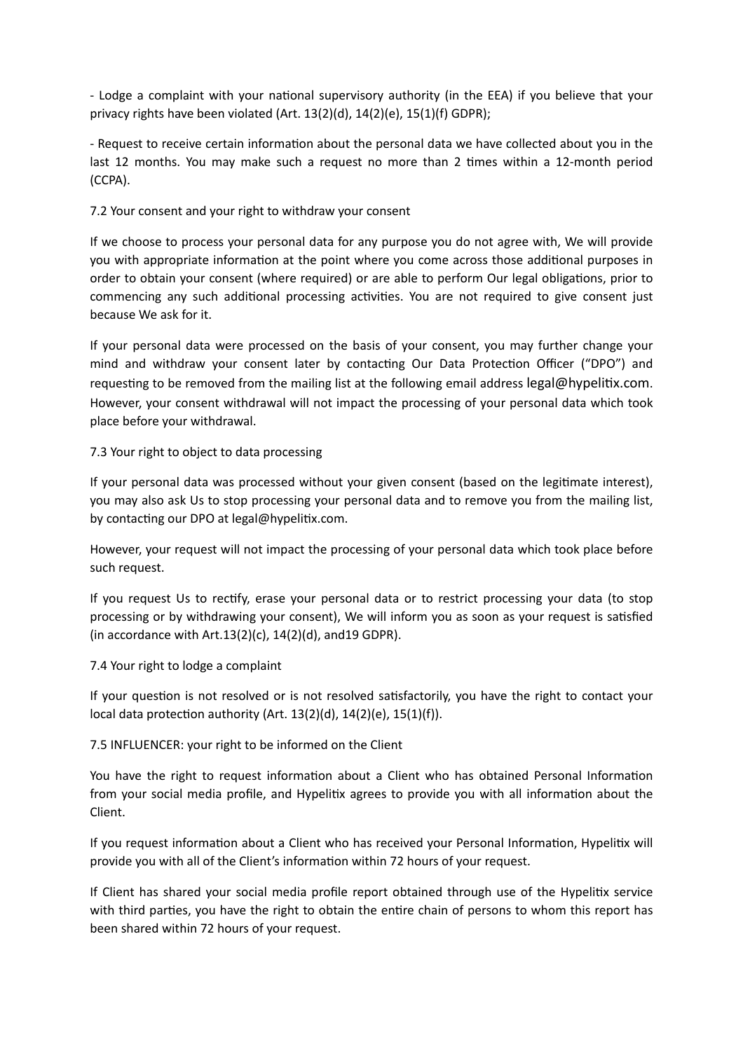- Lodge a complaint with your national supervisory authority (in the EEA) if you believe that your privacy rights have been violated (Art. 13(2)(d), 14(2)(e), 15(1)(f) GDPR);

- Request to receive certain information about the personal data we have collected about you in the last 12 months. You may make such a request no more than 2 times within a 12-month period (CCPA).

7.2 Your consent and your right to withdraw your consent

If we choose to process your personal data for any purpose you do not agree with, We will provide you with appropriate information at the point where you come across those additional purposes in order to obtain your consent (where required) or are able to perform Our legal obligations, prior to commencing any such additional processing activities. You are not required to give consent just because We ask for it.

If your personal data were processed on the basis of your consent, you may further change your mind and withdraw your consent later by contacting Our Data Protection Officer ("DPO") and requesting to be removed from the mailing list at the following email address legal@hypelitix.com. However, your consent withdrawal will not impact the processing of your personal data which took place before your withdrawal.

7.3 Your right to object to data processing

If your personal data was processed without your given consent (based on the legitimate interest), you may also ask Us to stop processing your personal data and to remove you from the mailing list, by contacting our DPO at legal@hypelitix.com.

However, your request will not impact the processing of your personal data which took place before such request.

If you request Us to rectify, erase your personal data or to restrict processing your data (to stop processing or by withdrawing your consent), We will inform you as soon as your request is satisfied (in accordance with Art.13(2)(c), 14(2)(d), and19 GDPR).

7.4 Your right to lodge a complaint

If your question is not resolved or is not resolved satisfactorily, you have the right to contact your local data protection authority (Art. 13(2)(d), 14(2)(e), 15(1)(f)).

7.5 INFLUENCER: your right to be informed on the Client

You have the right to request information about a Client who has obtained Personal Information from your social media profile, and Hypelitix agrees to provide you with all information about the Client.

If you request information about a Client who has received your Personal Information, Hypelitix will provide you with all of the Client's information within 72 hours of your request.

If Client has shared your social media profile report obtained through use of the Hypelitix service with third parties, you have the right to obtain the entire chain of persons to whom this report has been shared within 72 hours of your request.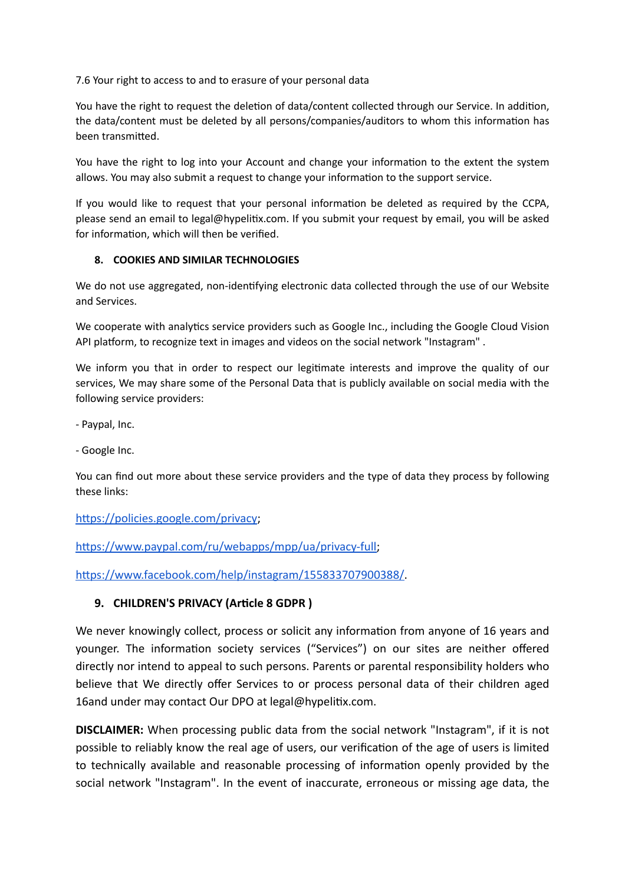7.6 Your right to access to and to erasure of your personal data

You have the right to request the deletion of data/content collected through our Service. In addition, the data/content must be deleted by all persons/companies/auditors to whom this information has been transmitted.

You have the right to log into your Account and change your information to the extent the system allows. You may also submit a request to change your information to the support service.

If you would like to request that your personal information be deleted as required by the CCPA, please send an email to legal@hypelitix.com. If you submit your request by email, you will be asked for information, which will then be verified.

## 8. COOKIES AND SIMILAR TECHNOLOGIES

We do not use aggregated, non-identifying electronic data collected through the use of our Website and Services.

We cooperate with analytics service providers such as Google Inc., including the Google Cloud Vision API platform, to recognize text in images and videos on the social network "Instagram" .

We inform you that in order to respect our legitimate interests and improve the quality of our services, We may share some of the Personal Data that is publicly available on social media with the following service providers:

- Paypal, Inc.

- Google Inc.

You can find out more about these service providers and the type of data they process by following these links:

[https://policies.google.com/privacy](https://policies.google.com/privacy);

[https://www.paypal.com/ru/webapps/mpp/ua/privacy-full](https://www.paypal.com/ru/webapps/mpp/ua/privacy-full);

[https://www.facebook.com/help/instagram/155833707900388/](https://www.facebook.com/help/instagram/155833707900388/).

## 9. CHILDREN'S PRIVACY (Article 8 GDPR )

We never knowingly collect, process or solicit any information from anyone of 16 years and younger. The information society services ("Services") on our sites are neither offered directly nor intend to appeal to such persons. Parents or parental responsibility holders who believe that We directly offer Services to or process personal data of their children aged 16and under may contact Our DPO at legal@hypelitix.com.

**DISCLAIMER:** When processing public data from the social network "Instagram", if it is not possible to reliably know the real age of users, our verification of the age of users is limited to technically available and reasonable processing of information openly provided by the social network "Instagram". In the event of inaccurate, erroneous or missing age data, the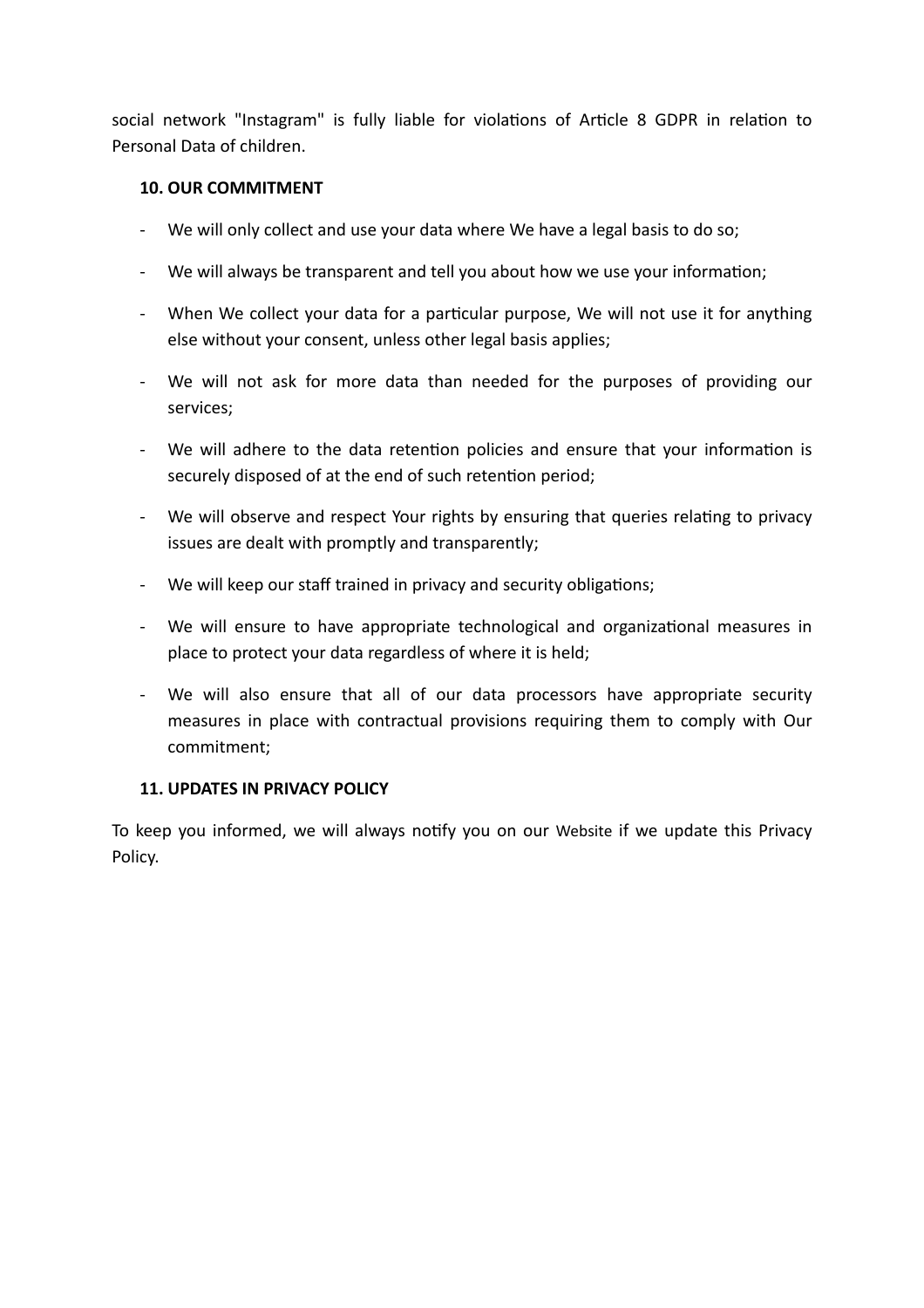social network "Instagram" is fully liable for violations of Article 8 GDPR in relation to Personal Data of children.

### 10. OUR COMMITMENT

- We will only collect and use your data where We have a legal basis to do so;
- We will always be transparent and tell you about how we use your information;
- When We collect your data for a particular purpose, We will not use it for anything else without your consent, unless other legal basis applies;
- We will not ask for more data than needed for the purposes of providing our services;
- We will adhere to the data retention policies and ensure that your information is securely disposed of at the end of such retention period;
- We will observe and respect Your rights by ensuring that queries relating to privacy issues are dealt with promptly and transparently;
- We will keep our staff trained in privacy and security obligations;
- We will ensure to have appropriate technological and organizational measures in place to protect your data regardless of where it is held;
- We will also ensure that all of our data processors have appropriate security measures in place with contractual provisions requiring them to comply with Our commitment;

### 11. UPDATES IN PRIVACY POLICY

To keep you informed, we will always notify you on our Website if we update this Privacy Policy.